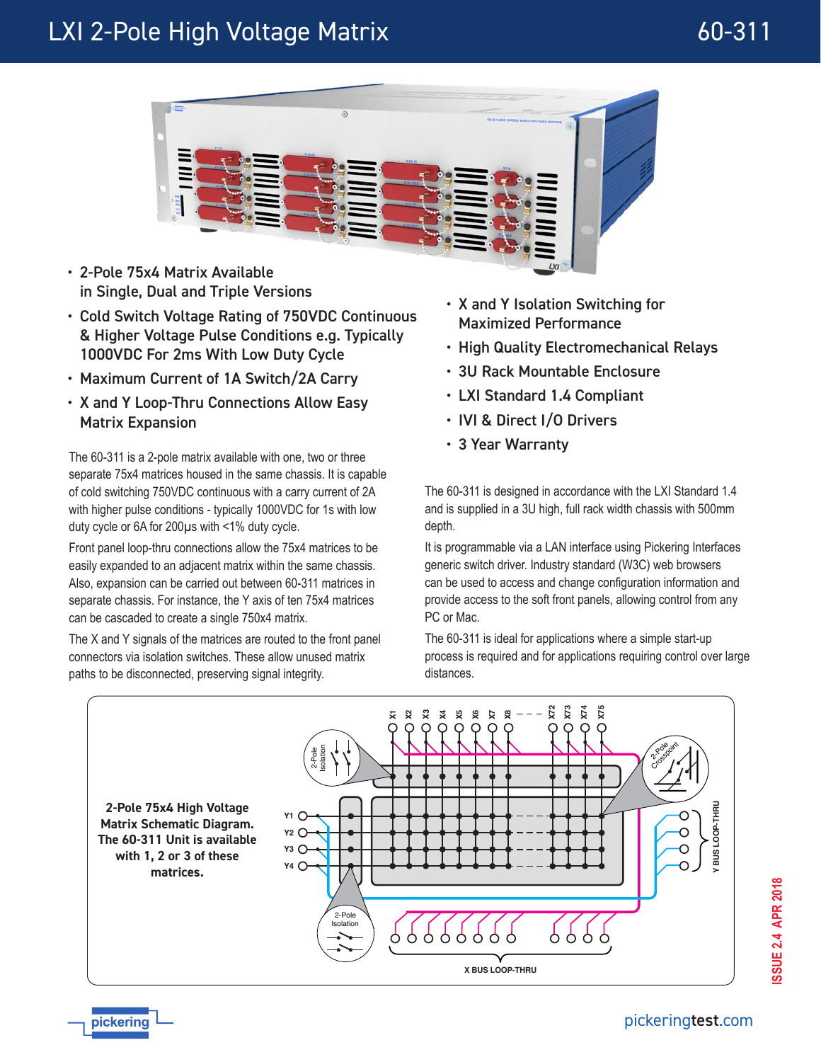# LXI 2-Pole High Voltage Matrix

# 60-311

- 2-Pole 75x4 Matrix Available in Single, Dual and Triple Versions
- Cold Switch Voltage Rating of 750VDC Continuous & Higher Voltage Pulse Conditions e.g. Typically 1000VDC For 2ms With Low Duty Cycle
- Maximum Current of 1A Switch/2A Carry
- X and Y Loop-Thru Connections Allow Easy Matrix Expansion
- X and Y Isolation Switching for Maximized Performance
- High Quality Electromechanical Relays
- 3U Rack Mountable Enclosure
- LXI Standard 1.4 Compliant
- IVI & Direct I/O Drivers
- 3 Year Warranty

The 60-311 is a 2-pole matrix available with one, two or three separate 75x4 matrices housed in the same chassis. It is capable of cold switching 750VDC continuous with a carry current of 2A with higher pulse conditions - typically 1000VDC for 1s with low duty cycle or 6A for 200µs with <1% duty cycle.

Front panel loop-thru connections allow the 75x4 matrices to be easily expanded to an adjacent matrix within the same chassis. Also, expansion can be carried out between 60-311 matrices in separate chassis. For instance, the Y axis of ten 75x4 matrices can be cascaded to create a single 750x4 matrix.

The X and Y signals of the matrices are routed to the front panel connectors via isolation switches. These allow unused matrix paths to be disconnected, preserving signal integrity.

The 60-311 is designed in accordance with the LXI Standard 1.4 and is supplied in a 3U high, full rack width chassis with 500mm depth.

It is programmable via a LAN interface using Pickering Interfaces generic switch driver. Industry standard (W3C) web browsers can be used to access and change configuration information and provide access to the soft front panels, allowing control from any PC or Mac.

The 60-311 is ideal for applications where a simple start-up process is required and for applications requiring control over large distances.

**2-Pole 75x4 High Voltage Matrix Schematic Diagram. The 60-311 Unit is available with 1, 2 or 3 of these matrices.**

ISSUE 2.4 APR 2018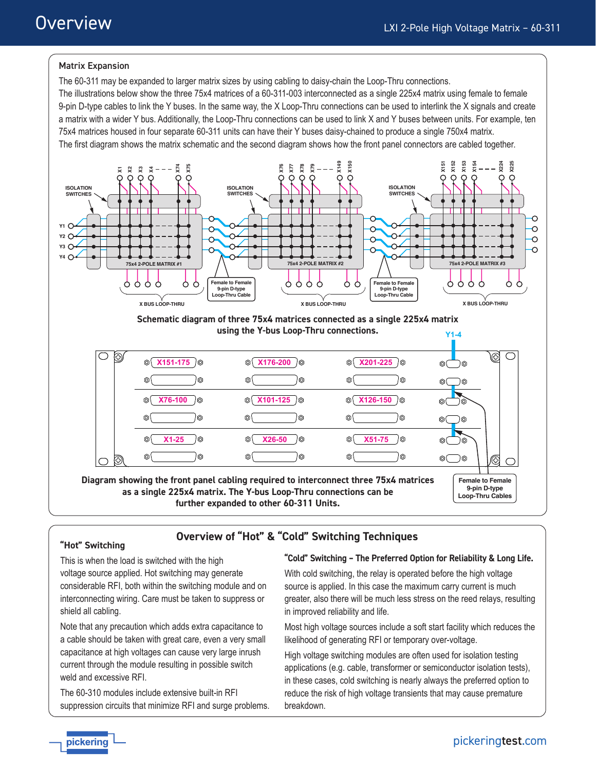## Matrix Expansion

The 60-311 may be expanded to larger matrix sizes by using cabling to daisy-chain the Loop-Thru connections.
The illustrations below show the three 75x4 matrices of a 60-311-003 interconnected as a single 225x4 matrix using female to female 9-pin D-type cables to link the Y buses. In the same way, the X Loop-Thru connections can be used to interlink the X signals and create a matrix with a wider Y bus. Additionally, the Loop-Thru connections can be used to link X and Y buses between units. For example, ten 75x4 matrices housed in four separate 60-311 units can have their Y buses daisy-chained to produce a single 750x4 matrix.
The first diagram shows the matrix schematic and the second diagram shows how the front panel connectors are cabled together.

**Schematic diagram of three 75x4 matrices connected as a single 225x4 matrix using the Y-bus Loop-Thru connections.**

**Diagram showing the front panel cabling required to interconnect three 75x4 matrices as a single 225x4 matrix. The Y-bus Loop-Thru connections can be further expanded to other 60-311 Units.**

## Overview of "Hot" & "Cold" Switching Techniques

### "Hot" Switching

This is when the load is switched with the high voltage source applied. Hot switching may generate considerable RFI, both within the switching module and on interconnecting wiring. Care must be taken to suppress or shield all cabling.

Note that any precaution which adds extra capacitance to a cable should be taken with great care, even a very small capacitance at high voltages can cause very large inrush current through the module resulting in possible switch weld and excessive RFI.

The 60-310 modules include extensive built-in RFI suppression circuits that minimize RFI and surge problems.

### "Cold" Switching – The Preferred Option for Reliability & Long Life.

With cold switching, the relay is operated before the high voltage source is applied. In this case the maximum carry current is much greater, also there will be much less stress on the reed relays, resulting in improved reliability and life.

Most high voltage sources include a soft start facility which reduces the likelihood of generating RFI or temporary over-voltage.

High voltage switching modules are often used for isolation testing applications (e.g. cable, transformer or semiconductor isolation tests), in these cases, cold switching is nearly always the preferred option to reduce the risk of high voltage transients that may cause premature breakdown.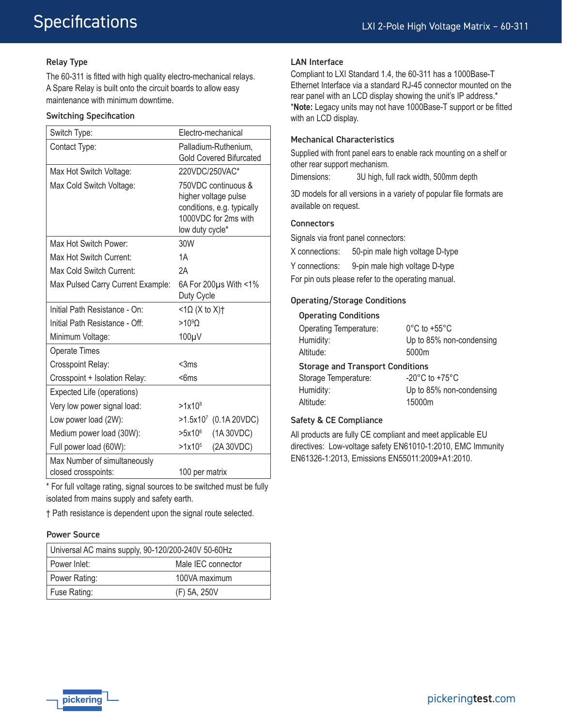# Specifications

### Relay Type

The 60-311 is fitted with high quality electro-mechanical relays. A Spare Relay is built onto the circuit boards to allow easy maintenance with minimum downtime.

### Switching Specification

| | |
|---|---|
| Switch Type: | Electro-mechanical |
| Contact Type: | Palladium-Ruthenium, Gold Covered Bifurcated |
| Max Hot Switch Voltage: | 220VDC/250VAC* |
| Max Cold Switch Voltage: | 750VDC continuous & higher voltage pulse conditions, e.g. typically 1000VDC for 2ms with low duty cycle* |
| Max Hot Switch Power: | 30W |
| Max Hot Switch Current: | 1A |
| Max Cold Switch Current: | 2A |
| Max Pulsed Carry Current Example: | 6A For 200µs With <1% Duty Cycle |
| Initial Path Resistance - On: | <1Ω (X to X)† |
| Initial Path Resistance - Off: | $>10^9\Omega$ |
| Minimum Voltage: | 100µV |
| Operate Times | |
| Crosspoint Relay: | <3ms |
| Crosspoint + Isolation Relay: | <6ms |
| Expected Life (operations) | |
| Very low power signal load: | $>1\times10^8$ |
| Low power load (2W): | $>1.5\times10^7$ (0.1A 20VDC) |
| Medium power load (30W): | $>5\times10^6$ (1A 30VDC) |
| Full power load (60W): | $>1\times10^5$ (2A 30VDC) |
| Max Number of simultaneously closed crosspoints: | 100 per matrix |

\* For full voltage rating, signal sources to be switched must be fully isolated from mains supply and safety earth.

† Path resistance is dependent upon the signal route selected.

### Power Source

| Universal AC mains supply, 90-120/200-240V 50-60Hz | |
|---|---|
| Power Inlet: | Male IEC connector |
| Power Rating: | 100VA maximum |
| Fuse Rating: | (F) 5A, 250V |

### LAN Interface

Compliant to LXI Standard 1.4, the 60-311 has a 1000Base-T Ethernet Interface via a standard RJ-45 connector mounted on the rear panel with an LCD display showing the unit's IP address.*

***Note:** Legacy units may not have 1000Base-T support or be fitted with an LCD display.

### Mechanical Characteristics

Supplied with front panel ears to enable rack mounting on a shelf or other rear support mechanism.

Dimensions: 3U high, full rack width, 500mm depth

3D models for all versions in a variety of popular file formats are available on request.

### Connectors

Signals via front panel connectors:

X connections: 50-pin male high voltage D-type

Y connections: 9-pin male high voltage D-type

For pin outs please refer to the operating manual.

### Operating/Storage Conditions

#### Operating Conditions

| | |
|---|---|
| Operating Temperature: | 0°C to +55°C |
| Humidity: | Up to 85% non-condensing |
| Altitude: | 5000m |

#### Storage and Transport Conditions

| | |
|---|---|
| Storage Temperature: | -20°C to +75°C |
| Humidity: | Up to 85% non-condensing |
| Altitude: | 15000m |

### Safety & CE Compliance

All products are fully CE compliant and meet applicable EU directives: Low-voltage safety EN61010-1:2010, EMC Immunity EN61326-1:2013, Emissions EN55011:2009+A1:2010.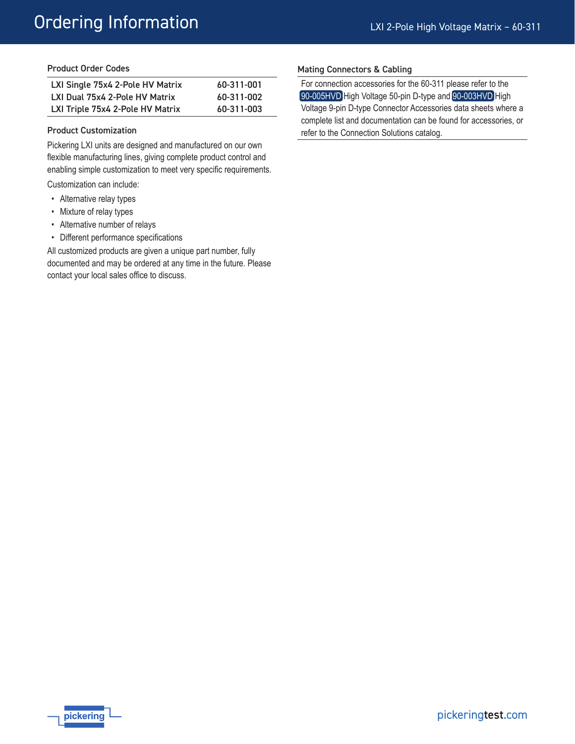# Ordering Information

## Product Order Codes

| Product | Order Code |
| --- | --- |
| LXI Single 75x4 2-Pole HV Matrix | 60-311-001 |
| LXI Dual 75x4 2-Pole HV Matrix | 60-311-002 |
| LXI Triple 75x4 2-Pole HV Matrix | 60-311-003 |

## Product Customization

Pickering LXI units are designed and manufactured on our own flexible manufacturing lines, giving complete product control and enabling simple customization to meet very specific requirements.

Customization can include:

- Alternative relay types
- Mixture of relay types
- Alternative number of relays
- Different performance specifications

All customized products are given a unique part number, fully documented and may be ordered at any time in the future. Please contact your local sales office to discuss.

## Mating Connectors & Cabling

For connection accessories for the 60-311 please refer to the 90-005HVD High Voltage 50-pin D-type and 90-003HVD High Voltage 9-pin D-type Connector Accessories data sheets where a complete list and documentation can be found for accessories, or refer to the Connection Solutions catalog.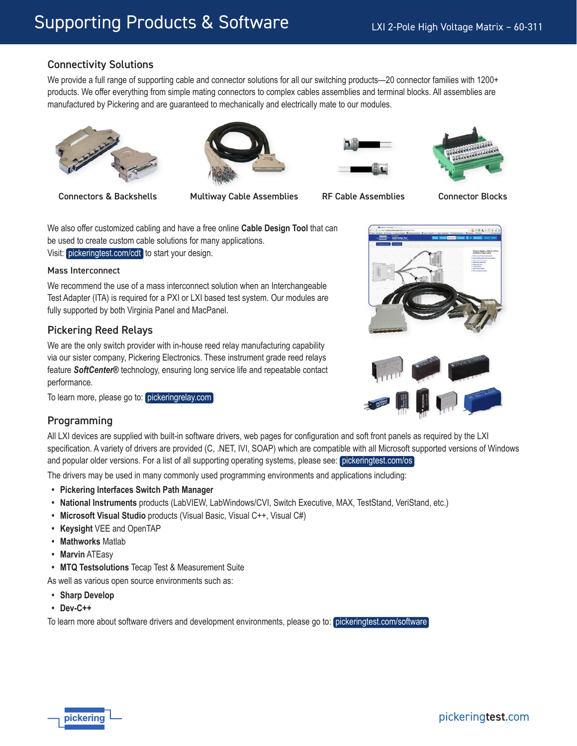# Supporting Products & Software

## Connectivity Solutions

We provide a full range of supporting cable and connector solutions for all our switching products—20 connector families with 1200+ products. We offer everything from simple mating connectors to complex cables assemblies and terminal blocks. All assemblies are manufactured by Pickering and are guaranteed to mechanically and electrically mate to our modules.

Connectors & Backshells

Multiway Cable Assemblies

RF Cable Assemblies

Connector Blocks

We also offer customized cabling and have a free online **Cable Design Tool** that can be used to create custom cable solutions for many applications.
Visit: pickeringtest.com/cdt to start your design.

### Mass Interconnect

We recommend the use of a mass interconnect solution when an Interchangeable Test Adapter (ITA) is required for a PXI or LXI based test system. Our modules are fully supported by both Virginia Panel and MacPanel.

## Pickering Reed Relays

We are the only switch provider with in-house reed relay manufacturing capability via our sister company, Pickering Electronics. These instrument grade reed relays feature ***SoftCenter***® technology, ensuring long service life and repeatable contact performance.

To learn more, please go to: pickeringrelay.com

## Programming

All LXI devices are supplied with built-in software drivers, web pages for configuration and soft front panels as required by the LXI specification. A variety of drivers are provided (C, .NET, IVI, SOAP) which are compatible with all Microsoft supported versions of Windows and popular older versions. For a list of all supporting operating systems, please see: pickeringtest.com/os

The drivers may be used in many commonly used programming environments and applications including:

- **Pickering Interfaces Switch Path Manager**
- **National Instruments** products (LabVIEW, LabWindows/CVI, Switch Executive, MAX, TestStand, VeriStand, etc.)
- **Microsoft Visual Studio** products (Visual Basic, Visual C++, Visual C#)
- **Keysight** VEE and OpenTAP
- **Mathworks** Matlab
- **Marvin** ATEasy
- **MTQ Testsolutions** Tecap Test & Measurement Suite

As well as various open source environments such as:

- **Sharp Develop**
- **Dev-C++**

To learn more about software drivers and development environments, please go to: pickeringtest.com/software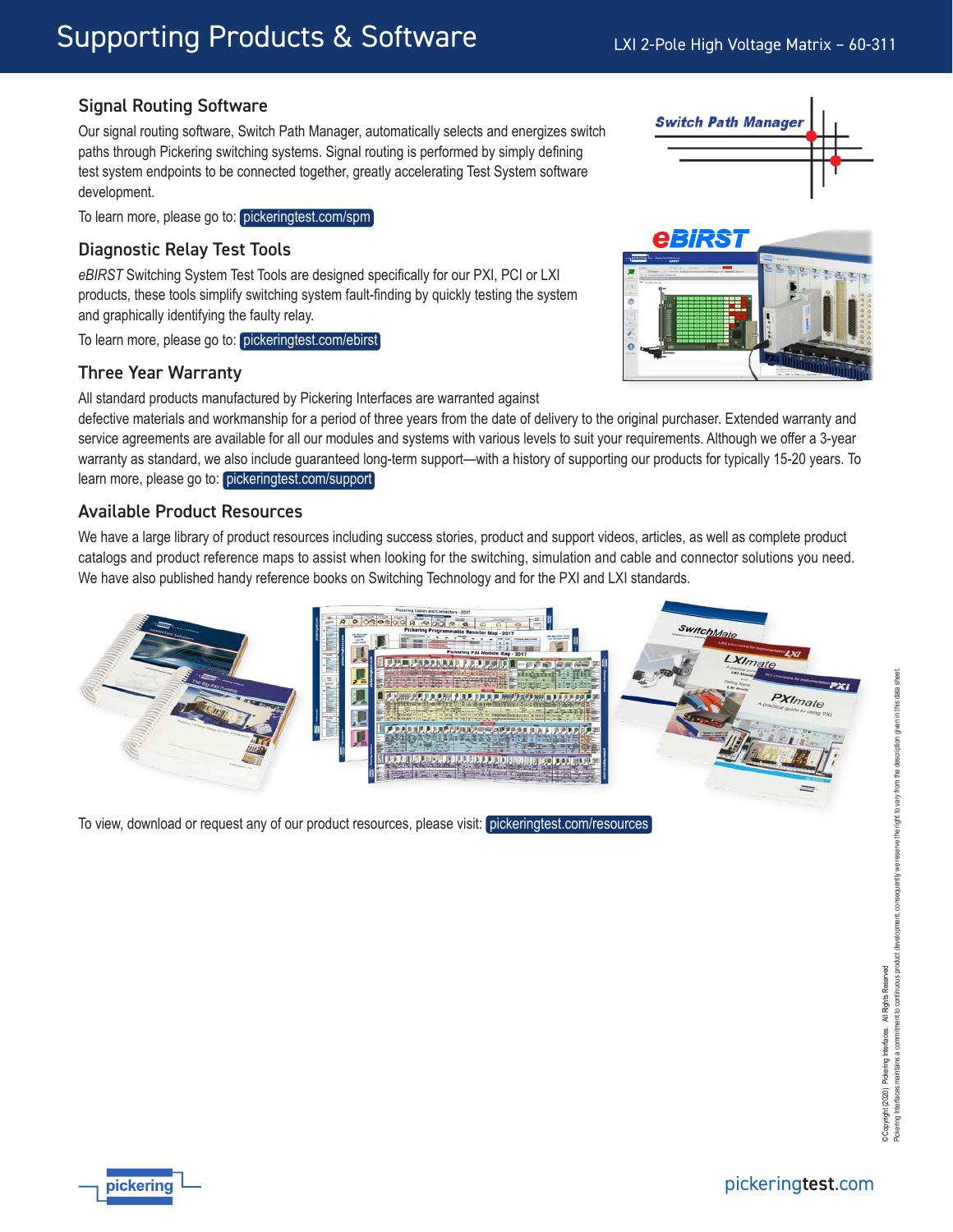# Supporting Products & Software

## Signal Routing Software

Our signal routing software, Switch Path Manager, automatically selects and energizes switch paths through Pickering switching systems. Signal routing is performed by simply defining test system endpoints to be connected together, greatly accelerating Test System software development.

To learn more, please go to: pickeringtest.com/spm

## Diagnostic Relay Test Tools

*eBIRST* Switching System Test Tools are designed specifically for our PXI, PCI or LXI products, these tools simplify switching system fault-finding by quickly testing the system and graphically identifying the faulty relay.

To learn more, please go to: pickeringtest.com/ebirst

## Three Year Warranty

All standard products manufactured by Pickering Interfaces are warranted against defective materials and workmanship for a period of three years from the date of delivery to the original purchaser. Extended warranty and service agreements are available for all our modules and systems with various levels to suit your requirements. Although we offer a 3-year warranty as standard, we also include guaranteed long-term support—with a history of supporting our products for typically 15-20 years. To learn more, please go to: pickeringtest.com/support

## Available Product Resources

We have a large library of product resources including success stories, product and support videos, articles, as well as complete product catalogs and product reference maps to assist when looking for the switching, simulation and cable and connector solutions you need. We have also published handy reference books on Switching Technology and for the PXI and LXI standards.

To view, download or request any of our product resources, please visit: pickeringtest.com/resources

©Copyright (2020) Pickering Interfaces. All Rights Reserved
Pickering Interfaces maintains a commitment to continuous product development, consequently we reserve the right to vary from the description given in this data sheet.